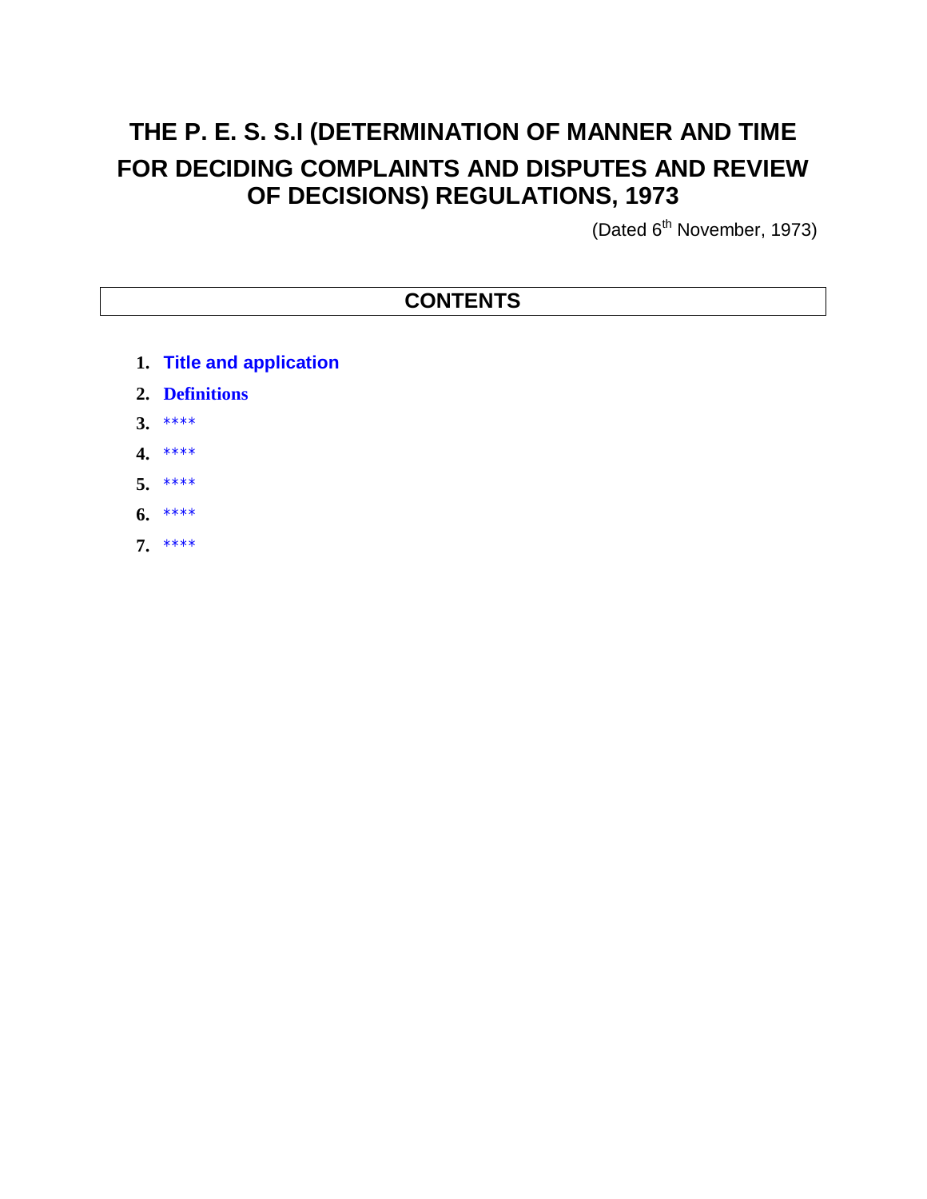# THE P. E. S. S.I (DETERMINATION OF MANNER AND TIME FOR DECIDING COMPLAINTS AND DISPUTES AND REVIEW OF DECISIONS) REGULATIONS, 1973

(Dated 6th November, 1973)

## CONTENTS

1. **Title and application**
2. **Definitions**
3. ****
4. ****
5. ****
6. ****
7. ****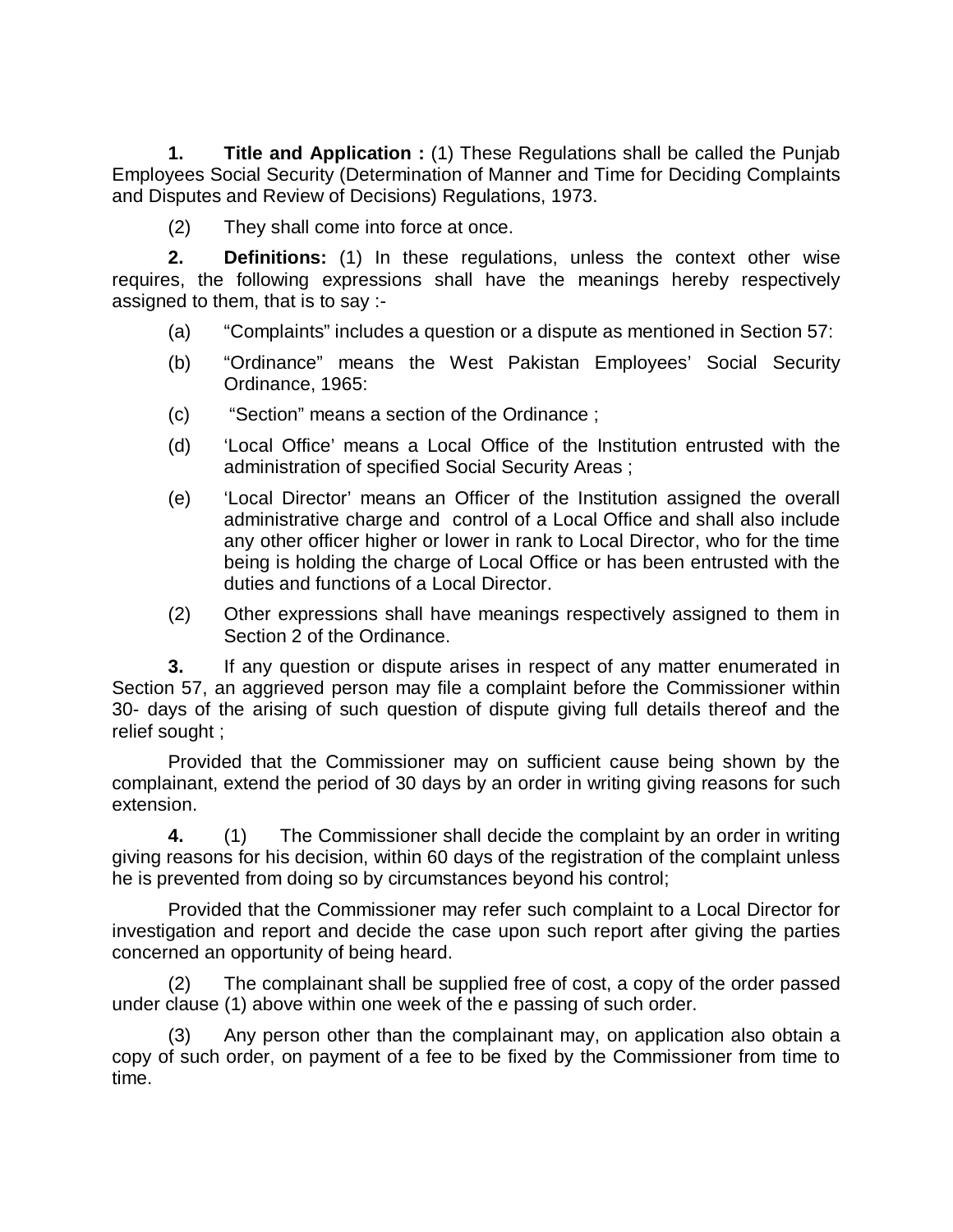**1. Title and Application :** (1) These Regulations shall be called the Punjab Employees Social Security (Determination of Manner and Time for Deciding Complaints and Disputes and Review of Decisions) Regulations, 1973.

(2) They shall come into force at once.

**2. Definitions:** (1) In these regulations, unless the context other wise requires, the following expressions shall have the meanings hereby respectively assigned to them, that is to say :-

(a) "Complaints" includes a question or a dispute as mentioned in Section 57:

(b) "Ordinance" means the West Pakistan Employees' Social Security Ordinance, 1965:

(c) "Section" means a section of the Ordinance ;

(d) 'Local Office' means a Local Office of the Institution entrusted with the administration of specified Social Security Areas ;

(e) 'Local Director' means an Officer of the Institution assigned the overall administrative charge and control of a Local Office and shall also include any other officer higher or lower in rank to Local Director, who for the time being is holding the charge of Local Office or has been entrusted with the duties and functions of a Local Director.

(2) Other expressions shall have meanings respectively assigned to them in Section 2 of the Ordinance.

**3.** If any question or dispute arises in respect of any matter enumerated in Section 57, an aggrieved person may file a complaint before the Commissioner within 30- days of the arising of such question of dispute giving full details thereof and the relief sought ;

Provided that the Commissioner may on sufficient cause being shown by the complainant, extend the period of 30 days by an order in writing giving reasons for such extension.

**4.** (1) The Commissioner shall decide the complaint by an order in writing giving reasons for his decision, within 60 days of the registration of the complaint unless he is prevented from doing so by circumstances beyond his control;

Provided that the Commissioner may refer such complaint to a Local Director for investigation and report and decide the case upon such report after giving the parties concerned an opportunity of being heard.

(2) The complainant shall be supplied free of cost, a copy of the order passed under clause (1) above within one week of the e passing of such order.

(3) Any person other than the complainant may, on application also obtain a copy of such order, on payment of a fee to be fixed by the Commissioner from time to time.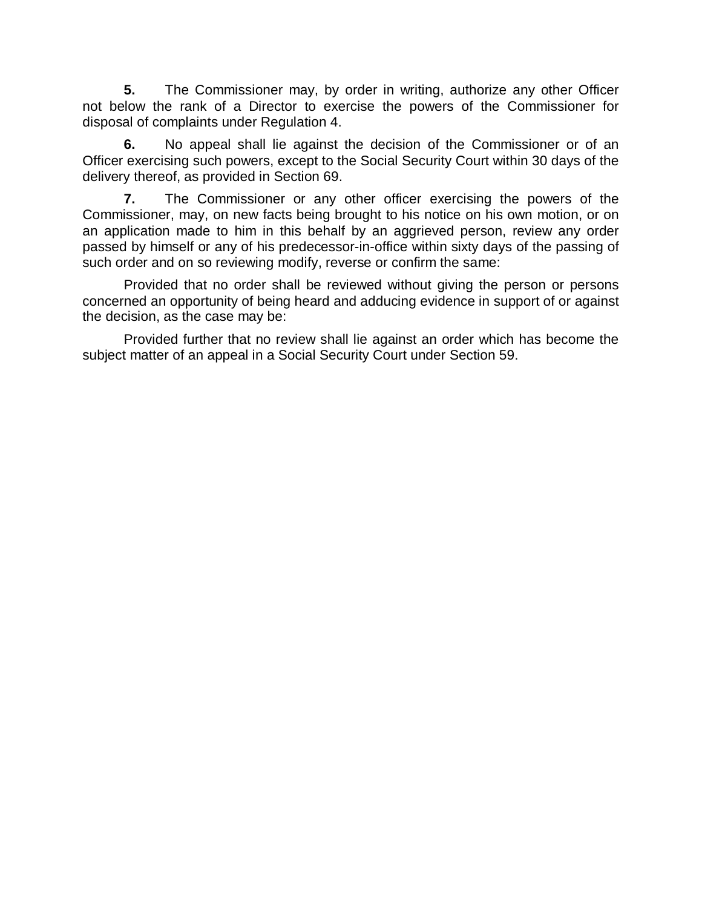**5.** The Commissioner may, by order in writing, authorize any other Officer not below the rank of a Director to exercise the powers of the Commissioner for disposal of complaints under Regulation 4.

**6.** No appeal shall lie against the decision of the Commissioner or of an Officer exercising such powers, except to the Social Security Court within 30 days of the delivery thereof, as provided in Section 69.

**7.** The Commissioner or any other officer exercising the powers of the Commissioner, may, on new facts being brought to his notice on his own motion, or on an application made to him in this behalf by an aggrieved person, review any order passed by himself or any of his predecessor-in-office within sixty days of the passing of such order and on so reviewing modify, reverse or confirm the same:

Provided that no order shall be reviewed without giving the person or persons concerned an opportunity of being heard and adducing evidence in support of or against the decision, as the case may be:

Provided further that no review shall lie against an order which has become the subject matter of an appeal in a Social Security Court under Section 59.